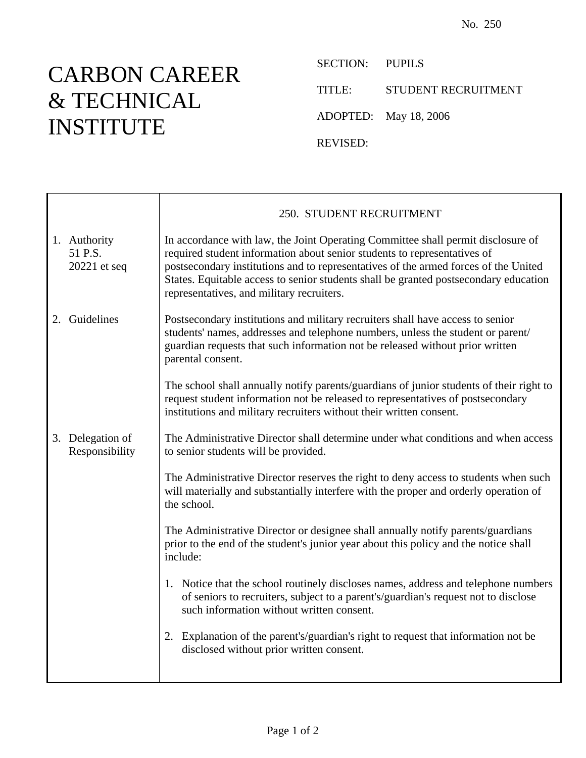No. 250

# CARBON CAREER & TECHNICAL INSTITUTE

SECTION: PUPILS

TITLE: STUDENT RECRUITMENT

ADOPTED: May 18, 2006

REVISED:

## 250. STUDENT RECRUITMENT

**1. Authority**
51 P.S. 20221 et seq

In accordance with law, the Joint Operating Committee shall permit disclosure of required student information about senior students to representatives of postsecondary institutions and to representatives of the armed forces of the United States. Equitable access to senior students shall be granted postsecondary education representatives, and military recruiters.

**2. Guidelines**

Postsecondary institutions and military recruiters shall have access to senior students' names, addresses and telephone numbers, unless the student or parent/guardian requests that such information not be released without prior written parental consent.

The school shall annually notify parents/guardians of junior students of their right to request student information not be released to representatives of postsecondary institutions and military recruiters without their written consent.

**3. Delegation of Responsibility**

The Administrative Director shall determine under what conditions and when access to senior students will be provided.

The Administrative Director reserves the right to deny access to students when such will materially and substantially interfere with the proper and orderly operation of the school.

The Administrative Director or designee shall annually notify parents/guardians prior to the end of the student's junior year about this policy and the notice shall include:

1. Notice that the school routinely discloses names, address and telephone numbers of seniors to recruiters, subject to a parent's/guardian's request not to disclose such information without written consent.

2. Explanation of the parent's/guardian's right to request that information not be disclosed without prior written consent.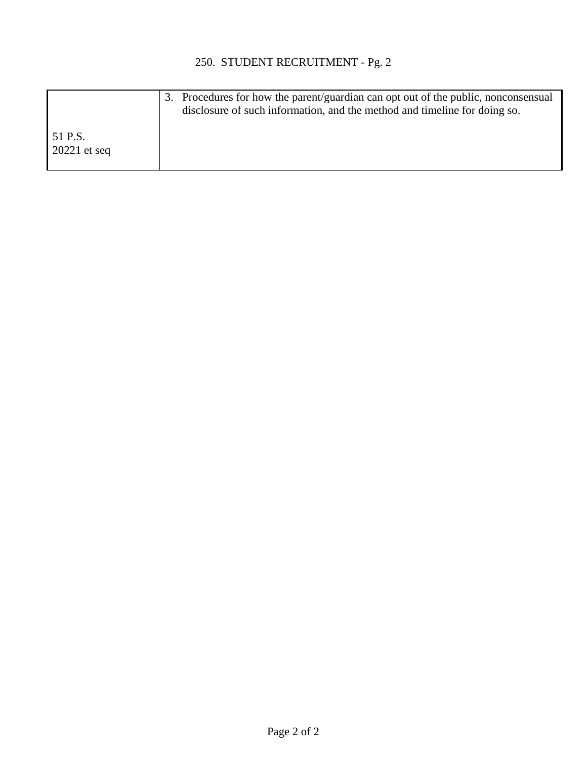| | |
|---|---|
| 51 P.S. 20221 et seq | 3. Procedures for how the parent/guardian can opt out of the public, nonconsensual disclosure of such information, and the method and timeline for doing so. |